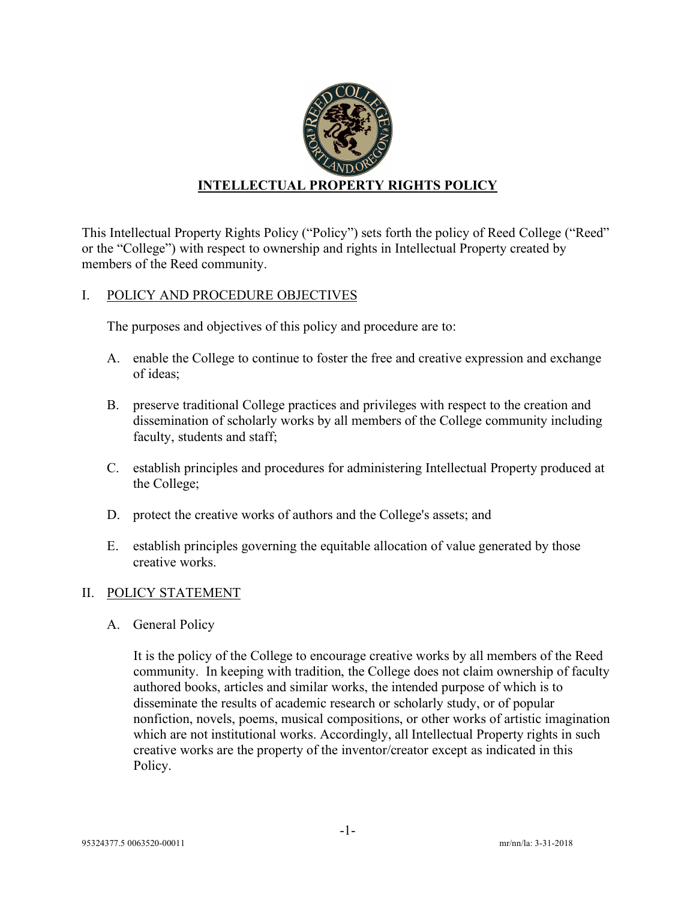# INTELLECTUAL PROPERTY RIGHTS POLICY

This Intellectual Property Rights Policy ("Policy") sets forth the policy of Reed College ("Reed" or the "College") with respect to ownership and rights in Intellectual Property created by members of the Reed community.

## I. POLICY AND PROCEDURE OBJECTIVES

The purposes and objectives of this policy and procedure are to:

A. enable the College to continue to foster the free and creative expression and exchange of ideas;

B. preserve traditional College practices and privileges with respect to the creation and dissemination of scholarly works by all members of the College community including faculty, students and staff;

C. establish principles and procedures for administering Intellectual Property produced at the College;

D. protect the creative works of authors and the College's assets; and

E. establish principles governing the equitable allocation of value generated by those creative works.

## II. POLICY STATEMENT

### A. General Policy

It is the policy of the College to encourage creative works by all members of the Reed community. In keeping with tradition, the College does not claim ownership of faculty authored books, articles and similar works, the intended purpose of which is to disseminate the results of academic research or scholarly study, or of popular nonfiction, novels, poems, musical compositions, or other works of artistic imagination which are not institutional works. Accordingly, all Intellectual Property rights in such creative works are the property of the inventor/creator except as indicated in this Policy.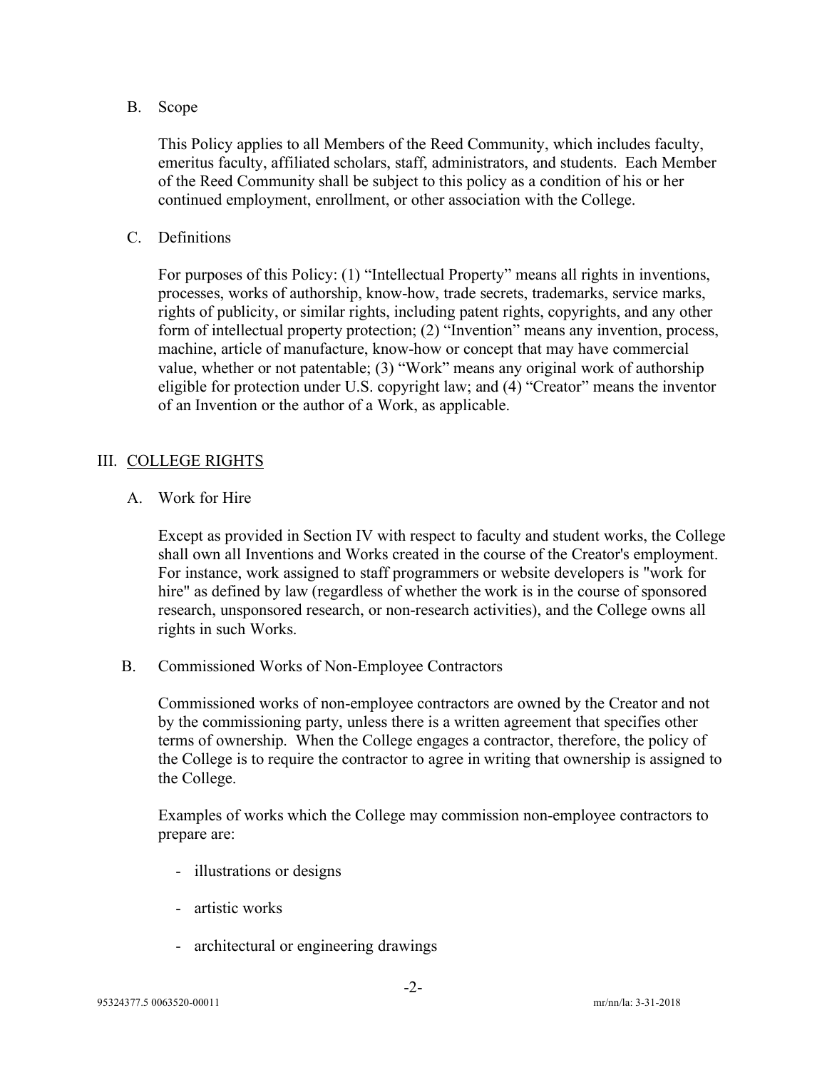B. Scope

This Policy applies to all Members of the Reed Community, which includes faculty, emeritus faculty, affiliated scholars, staff, administrators, and students. Each Member of the Reed Community shall be subject to this policy as a condition of his or her continued employment, enrollment, or other association with the College.

C. Definitions

For purposes of this Policy: (1) "Intellectual Property" means all rights in inventions, processes, works of authorship, know-how, trade secrets, trademarks, service marks, rights of publicity, or similar rights, including patent rights, copyrights, and any other form of intellectual property protection; (2) "Invention" means any invention, process, machine, article of manufacture, know-how or concept that may have commercial value, whether or not patentable; (3) "Work" means any original work of authorship eligible for protection under U.S. copyright law; and (4) "Creator" means the inventor of an Invention or the author of a Work, as applicable.

## III. COLLEGE RIGHTS

A. Work for Hire

Except as provided in Section IV with respect to faculty and student works, the College shall own all Inventions and Works created in the course of the Creator's employment. For instance, work assigned to staff programmers or website developers is "work for hire" as defined by law (regardless of whether the work is in the course of sponsored research, unsponsored research, or non-research activities), and the College owns all rights in such Works.

B. Commissioned Works of Non-Employee Contractors

Commissioned works of non-employee contractors are owned by the Creator and not by the commissioning party, unless there is a written agreement that specifies other terms of ownership. When the College engages a contractor, therefore, the policy of the College is to require the contractor to agree in writing that ownership is assigned to the College.

Examples of works which the College may commission non-employee contractors to prepare are:

- illustrations or designs
- artistic works
- architectural or engineering drawings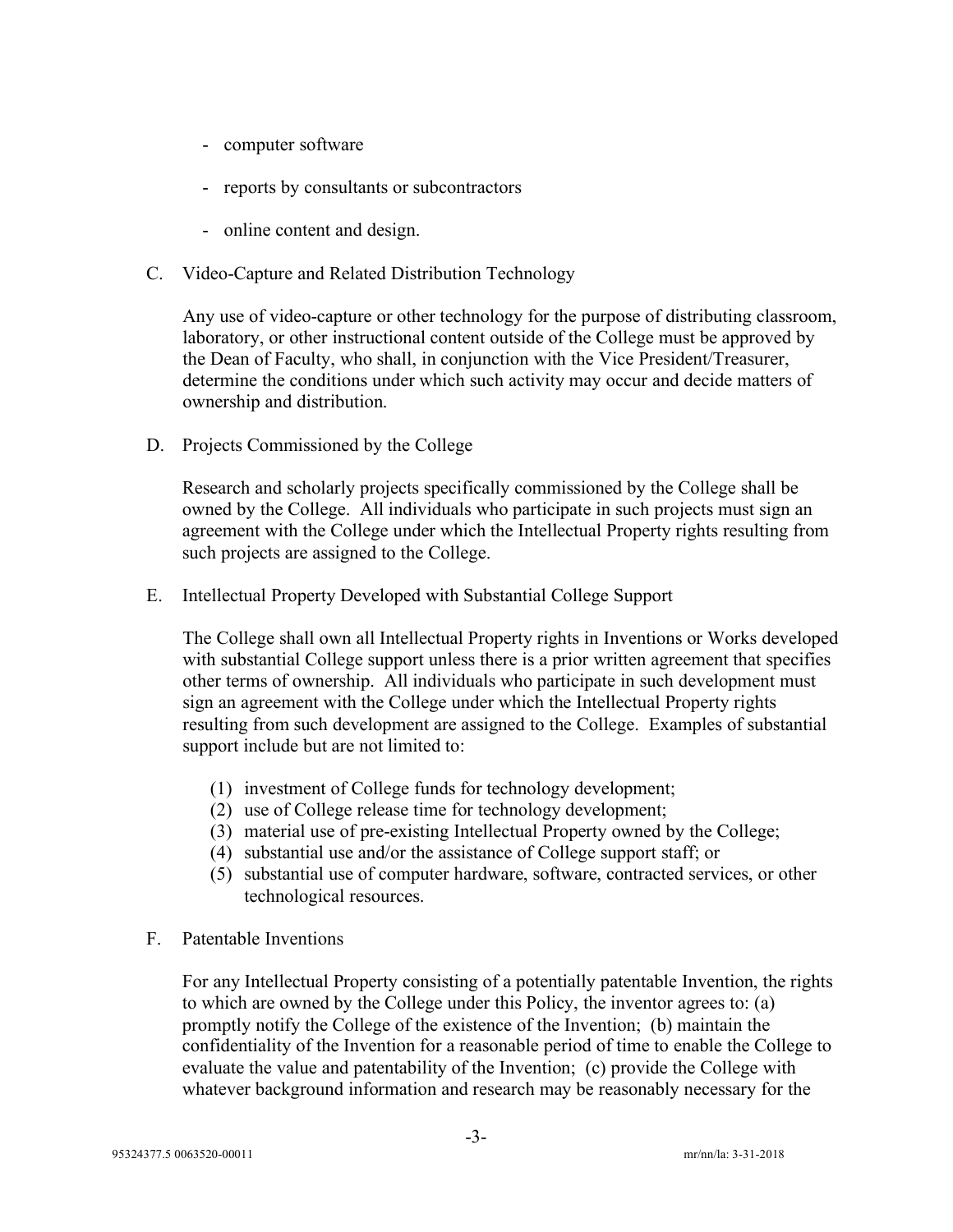- computer software
- reports by consultants or subcontractors
- online content and design.

C. Video-Capture and Related Distribution Technology

Any use of video-capture or other technology for the purpose of distributing classroom, laboratory, or other instructional content outside of the College must be approved by the Dean of Faculty, who shall, in conjunction with the Vice President/Treasurer, determine the conditions under which such activity may occur and decide matters of ownership and distribution.

D. Projects Commissioned by the College

Research and scholarly projects specifically commissioned by the College shall be owned by the College. All individuals who participate in such projects must sign an agreement with the College under which the Intellectual Property rights resulting from such projects are assigned to the College.

E. Intellectual Property Developed with Substantial College Support

The College shall own all Intellectual Property rights in Inventions or Works developed with substantial College support unless there is a prior written agreement that specifies other terms of ownership. All individuals who participate in such development must sign an agreement with the College under which the Intellectual Property rights resulting from such development are assigned to the College. Examples of substantial support include but are not limited to:

(1) investment of College funds for technology development;
(2) use of College release time for technology development;
(3) material use of pre-existing Intellectual Property owned by the College;
(4) substantial use and/or the assistance of College support staff; or
(5) substantial use of computer hardware, software, contracted services, or other technological resources.

F. Patentable Inventions

For any Intellectual Property consisting of a potentially patentable Invention, the rights to which are owned by the College under this Policy, the inventor agrees to: (a) promptly notify the College of the existence of the Invention; (b) maintain the confidentiality of the Invention for a reasonable period of time to enable the College to evaluate the value and patentability of the Invention; (c) provide the College with whatever background information and research may be reasonably necessary for the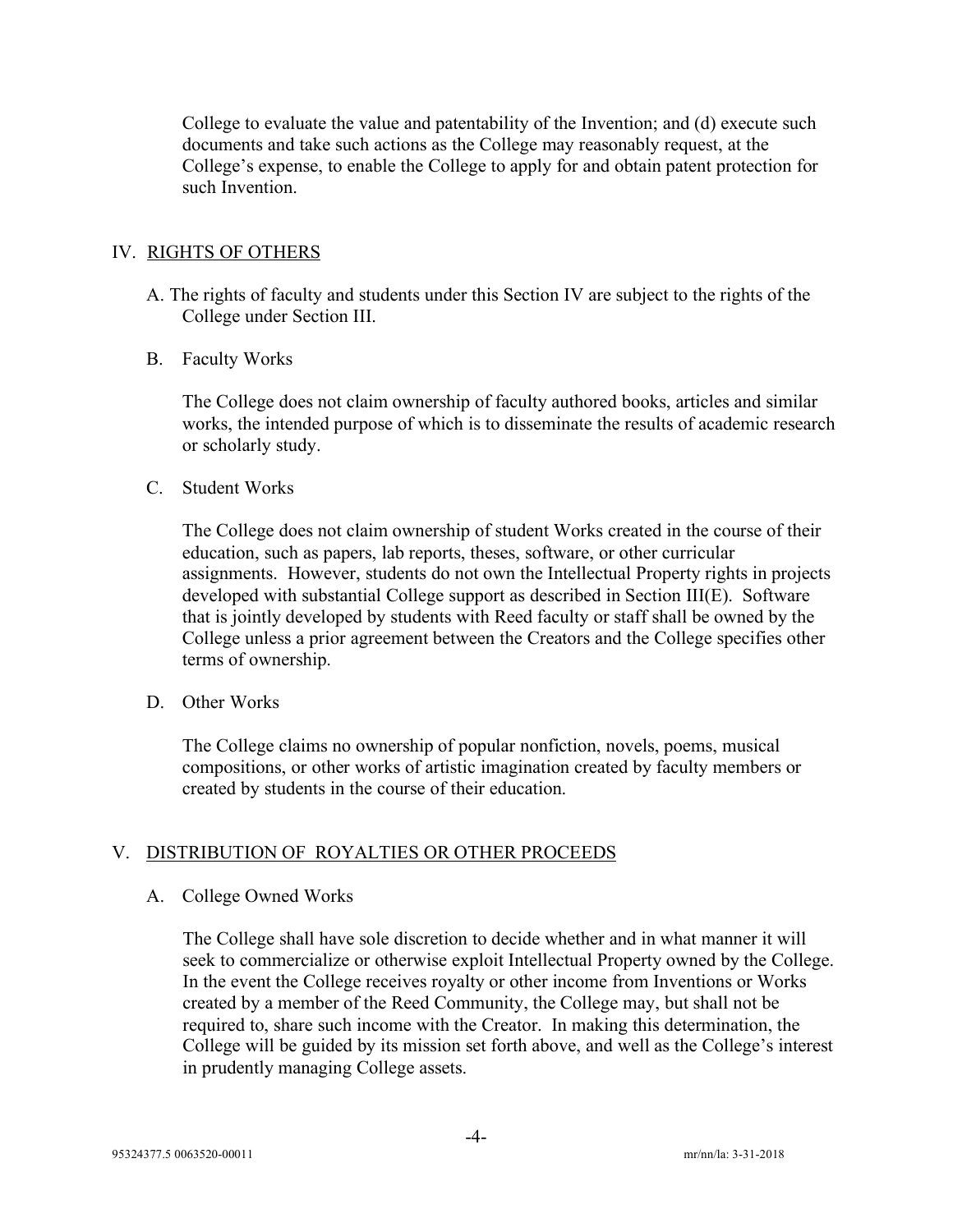College to evaluate the value and patentability of the Invention; and (d) execute such documents and take such actions as the College may reasonably request, at the College's expense, to enable the College to apply for and obtain patent protection for such Invention.

## IV. RIGHTS OF OTHERS

A. The rights of faculty and students under this Section IV are subject to the rights of the College under Section III.

B. Faculty Works

The College does not claim ownership of faculty authored books, articles and similar works, the intended purpose of which is to disseminate the results of academic research or scholarly study.

C. Student Works

The College does not claim ownership of student Works created in the course of their education, such as papers, lab reports, theses, software, or other curricular assignments. However, students do not own the Intellectual Property rights in projects developed with substantial College support as described in Section III(E). Software that is jointly developed by students with Reed faculty or staff shall be owned by the College unless a prior agreement between the Creators and the College specifies other terms of ownership.

D. Other Works

The College claims no ownership of popular nonfiction, novels, poems, musical compositions, or other works of artistic imagination created by faculty members or created by students in the course of their education.

## V. DISTRIBUTION OF ROYALTIES OR OTHER PROCEEDS

A. College Owned Works

The College shall have sole discretion to decide whether and in what manner it will seek to commercialize or otherwise exploit Intellectual Property owned by the College. In the event the College receives royalty or other income from Inventions or Works created by a member of the Reed Community, the College may, but shall not be required to, share such income with the Creator. In making this determination, the College will be guided by its mission set forth above, and well as the College's interest in prudently managing College assets.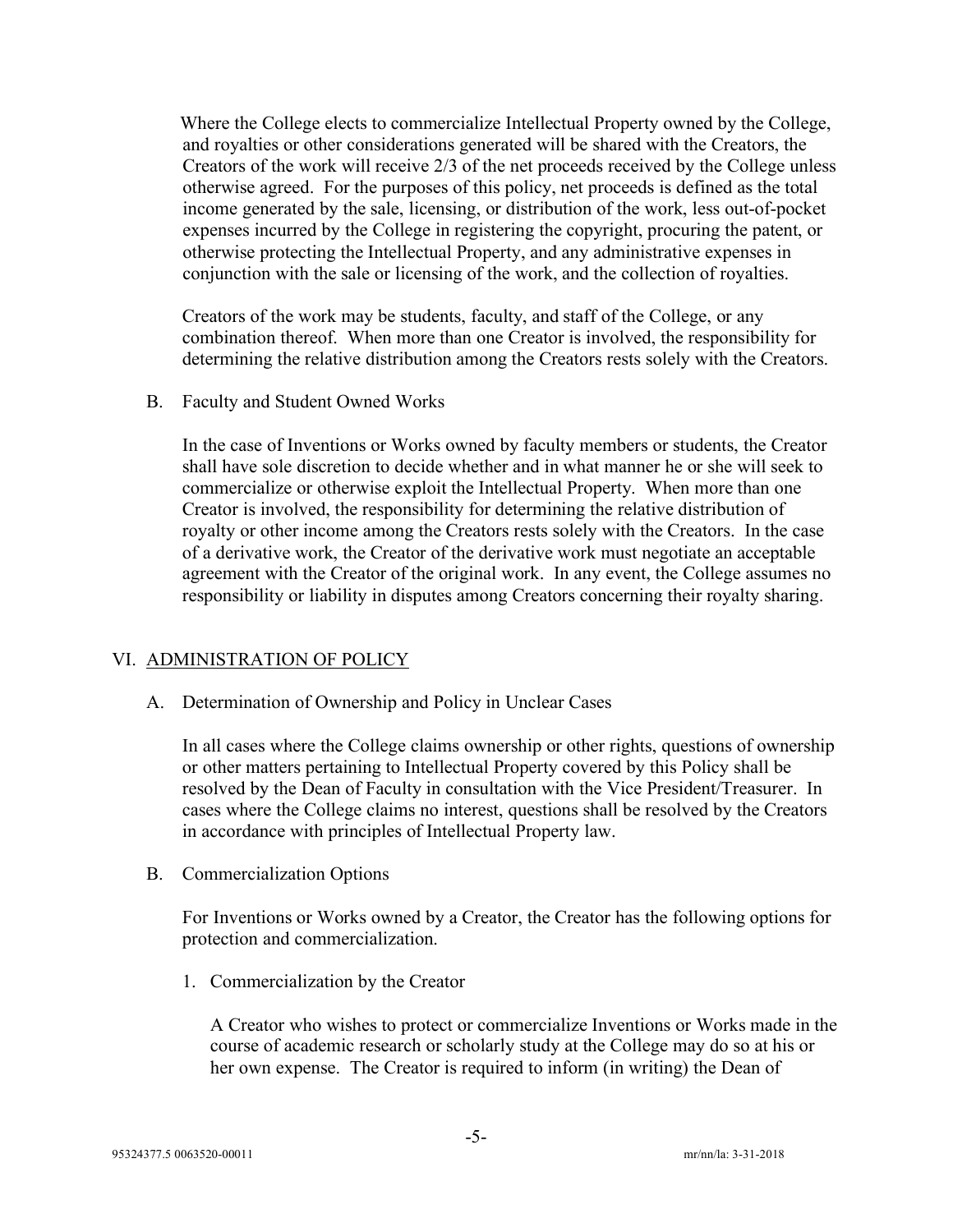Where the College elects to commercialize Intellectual Property owned by the College, and royalties or other considerations generated will be shared with the Creators, the Creators of the work will receive 2/3 of the net proceeds received by the College unless otherwise agreed. For the purposes of this policy, net proceeds is defined as the total income generated by the sale, licensing, or distribution of the work, less out-of-pocket expenses incurred by the College in registering the copyright, procuring the patent, or otherwise protecting the Intellectual Property, and any administrative expenses in conjunction with the sale or licensing of the work, and the collection of royalties.

Creators of the work may be students, faculty, and staff of the College, or any combination thereof. When more than one Creator is involved, the responsibility for determining the relative distribution among the Creators rests solely with the Creators.

B. Faculty and Student Owned Works

In the case of Inventions or Works owned by faculty members or students, the Creator shall have sole discretion to decide whether and in what manner he or she will seek to commercialize or otherwise exploit the Intellectual Property. When more than one Creator is involved, the responsibility for determining the relative distribution of royalty or other income among the Creators rests solely with the Creators. In the case of a derivative work, the Creator of the derivative work must negotiate an acceptable agreement with the Creator of the original work. In any event, the College assumes no responsibility or liability in disputes among Creators concerning their royalty sharing.

## VI. ADMINISTRATION OF POLICY

A. Determination of Ownership and Policy in Unclear Cases

In all cases where the College claims ownership or other rights, questions of ownership or other matters pertaining to Intellectual Property covered by this Policy shall be resolved by the Dean of Faculty in consultation with the Vice President/Treasurer. In cases where the College claims no interest, questions shall be resolved by the Creators in accordance with principles of Intellectual Property law.

B. Commercialization Options

For Inventions or Works owned by a Creator, the Creator has the following options for protection and commercialization.

1. Commercialization by the Creator

A Creator who wishes to protect or commercialize Inventions or Works made in the course of academic research or scholarly study at the College may do so at his or her own expense. The Creator is required to inform (in writing) the Dean of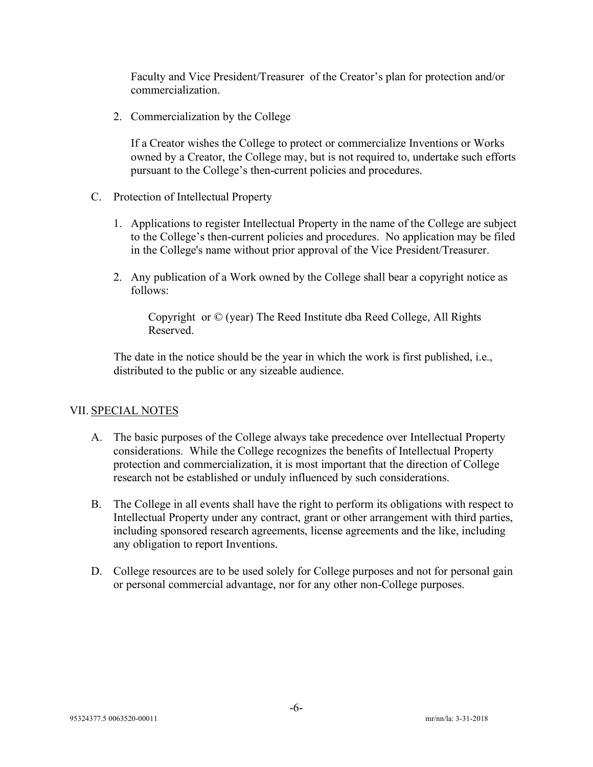Faculty and Vice President/Treasurer of the Creator's plan for protection and/or commercialization.

2. Commercialization by the College

   If a Creator wishes the College to protect or commercialize Inventions or Works owned by a Creator, the College may, but is not required to, undertake such efforts pursuant to the College's then-current policies and procedures.

C. Protection of Intellectual Property

   1. Applications to register Intellectual Property in the name of the College are subject to the College's then-current policies and procedures. No application may be filed in the College's name without prior approval of the Vice President/Treasurer.

   2. Any publication of a Work owned by the College shall bear a copyright notice as follows:

      Copyright or © (year) The Reed Institute dba Reed College, All Rights Reserved.

   The date in the notice should be the year in which the work is first published, i.e., distributed to the public or any sizeable audience.

## VII. SPECIAL NOTES

A. The basic purposes of the College always take precedence over Intellectual Property considerations. While the College recognizes the benefits of Intellectual Property protection and commercialization, it is most important that the direction of College research not be established or unduly influenced by such considerations.

B. The College in all events shall have the right to perform its obligations with respect to Intellectual Property under any contract, grant or other arrangement with third parties, including sponsored research agreements, license agreements and the like, including any obligation to report Inventions.

D. College resources are to be used solely for College purposes and not for personal gain or personal commercial advantage, nor for any other non-College purposes.

95324377.5 0063520-00011 mr/nn/la: 3-31-2018